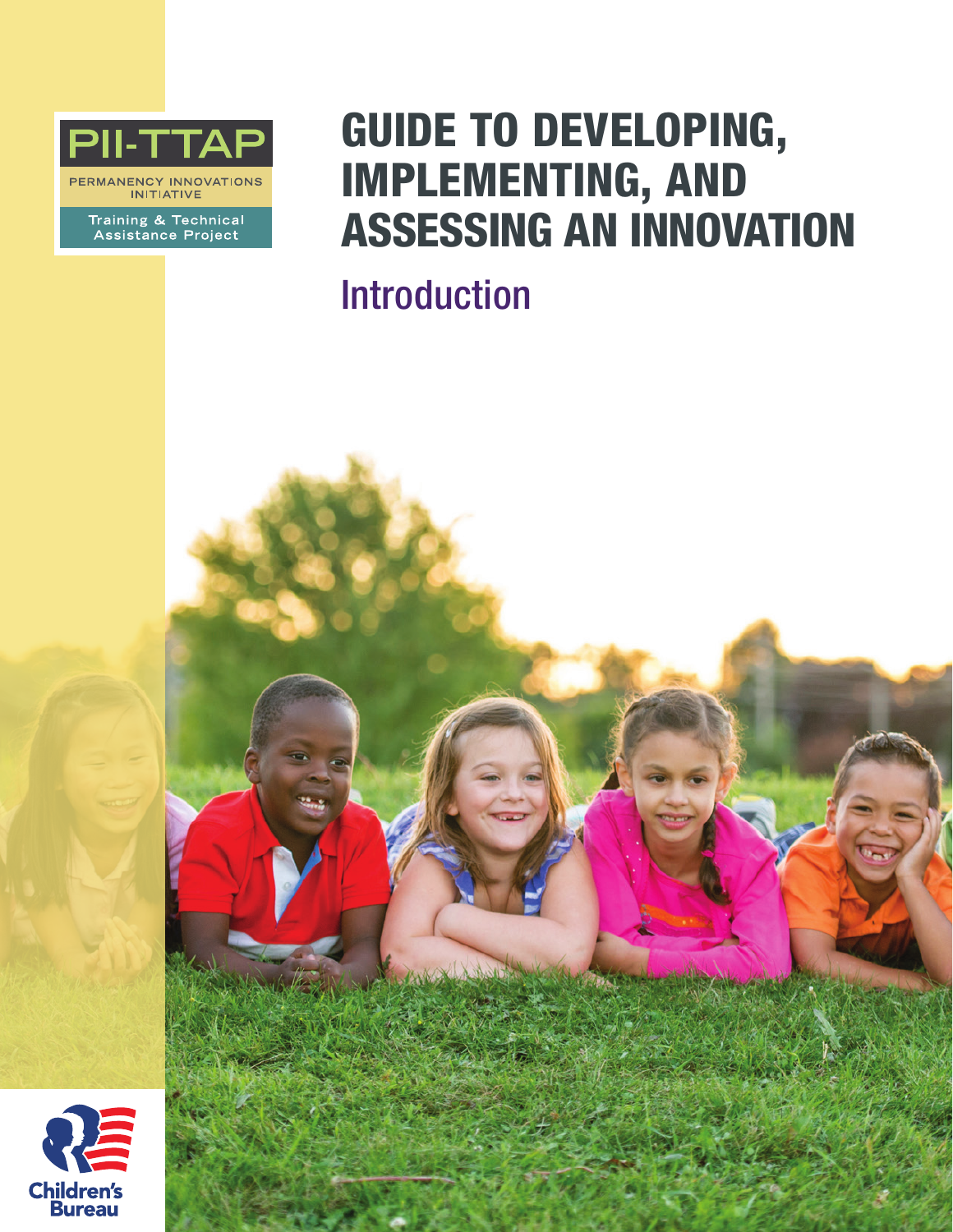PII-TTAP

PERMANENCY INNOVATIONS INITIATIVE

Training & Technical Assistance Project

# GUIDE TO DEVELOPING, IMPLEMENTING, AND ASSESSING AN INNOVATION

## Introduction

Children's Bureau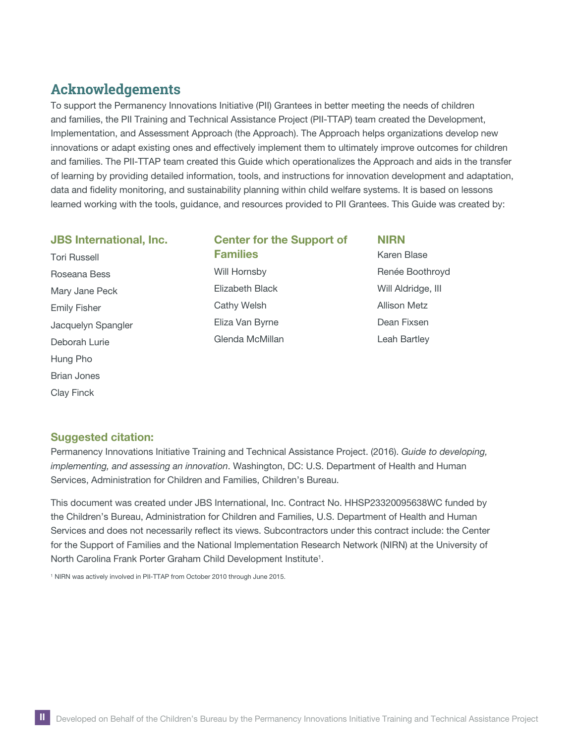## Acknowledgements

To support the Permanency Innovations Initiative (PII) Grantees in better meeting the needs of children and families, the PII Training and Technical Assistance Project (PII-TTAP) team created the Development, Implementation, and Assessment Approach (the Approach). The Approach helps organizations develop new innovations or adapt existing ones and effectively implement them to ultimately improve outcomes for children and families. The PII-TTAP team created this Guide which operationalizes the Approach and aids in the transfer of learning by providing detailed information, tools, and instructions for innovation development and adaptation, data and fidelity monitoring, and sustainability planning within child welfare systems. It is based on lessons learned working with the tools, guidance, and resources provided to PII Grantees. This Guide was created by:

### JBS International, Inc.

Tori Russell
Roseana Bess
Mary Jane Peck
Emily Fisher
Jacquelyn Spangler
Deborah Lurie
Hung Pho
Brian Jones
Clay Finck

### Center for the Support of Families

Will Hornsby
Elizabeth Black
Cathy Welsh
Eliza Van Byrne
Glenda McMillan

### NIRN

Karen Blase
Renée Boothroyd
Will Aldridge, III
Allison Metz
Dean Fixsen
Leah Bartley

### Suggested citation:

Permanency Innovations Initiative Training and Technical Assistance Project. (2016). *Guide to developing, implementing, and assessing an innovation*. Washington, DC: U.S. Department of Health and Human Services, Administration for Children and Families, Children's Bureau.

This document was created under JBS International, Inc. Contract No. HHSP23320095638WC funded by the Children's Bureau, Administration for Children and Families, U.S. Department of Health and Human Services and does not necessarily reflect its views. Subcontractors under this contract include: the Center for the Support of Families and the National Implementation Research Network (NIRN) at the University of North Carolina Frank Porter Graham Child Development Institute[1].

[1] NIRN was actively involved in PII-TTAP from October 2010 through June 2015.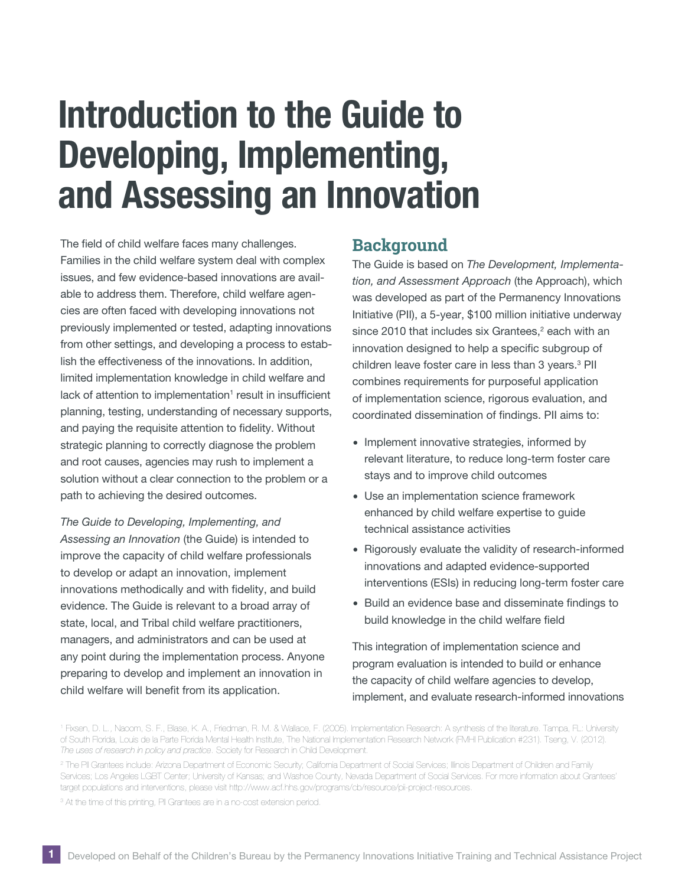# Introduction to the Guide to Developing, Implementing, and Assessing an Innovation

The field of child welfare faces many challenges. Families in the child welfare system deal with complex issues, and few evidence-based innovations are available to address them. Therefore, child welfare agencies are often faced with developing innovations not previously implemented or tested, adapting innovations from other settings, and developing a process to establish the effectiveness of the innovations. In addition, limited implementation knowledge in child welfare and lack of attention to implementation[1] result in insufficient planning, testing, understanding of necessary supports, and paying the requisite attention to fidelity. Without strategic planning to correctly diagnose the problem and root causes, agencies may rush to implement a solution without a clear connection to the problem or a path to achieving the desired outcomes.

*The Guide to Developing, Implementing, and Assessing an Innovation* (the Guide) is intended to improve the capacity of child welfare professionals to develop or adapt an innovation, implement innovations methodically and with fidelity, and build evidence. The Guide is relevant to a broad array of state, local, and Tribal child welfare practitioners, managers, and administrators and can be used at any point during the implementation process. Anyone preparing to develop and implement an innovation in child welfare will benefit from its application.

## Background

The Guide is based on *The Development, Implementation, and Assessment Approach* (the Approach), which was developed as part of the Permanency Innovations Initiative (PII), a 5-year, $100 million initiative underway since 2010 that includes six Grantees,[2] each with an innovation designed to help a specific subgroup of children leave foster care in less than 3 years.[3] PII combines requirements for purposeful application of implementation science, rigorous evaluation, and coordinated dissemination of findings. PII aims to:

- Implement innovative strategies, informed by relevant literature, to reduce long-term foster care stays and to improve child outcomes
- Use an implementation science framework enhanced by child welfare expertise to guide technical assistance activities
- Rigorously evaluate the validity of research-informed innovations and adapted evidence-supported interventions (ESIs) in reducing long-term foster care
- Build an evidence base and disseminate findings to build knowledge in the child welfare field

This integration of implementation science and program evaluation is intended to build or enhance the capacity of child welfare agencies to develop, implement, and evaluate research-informed innovations

[1] Fixsen, D. L., Naoom, S. F., Blase, K. A., Friedman, R. M. & Wallace, F. (2005). Implementation Research: A synthesis of the literature. Tampa, FL: University of South Florida, Louis de la Parte Florida Mental Health Institute, The National Implementation Research Network (FMHI Publication #231). Tseng, V. (2012). *The uses of research in policy and practice.* Society for Research in Child Development.

[2] The PII Grantees include: Arizona Department of Economic Security; California Department of Social Services; Illinois Department of Children and Family Services; Los Angeles LGBT Center; University of Kansas; and Washoe County, Nevada Department of Social Services. For more information about Grantees' target populations and interventions, please visit http://www.acf.hhs.gov/programs/cb/resource/pii-project-resources.

[3] At the time of this printing, PII Grantees are in a no-cost extension period.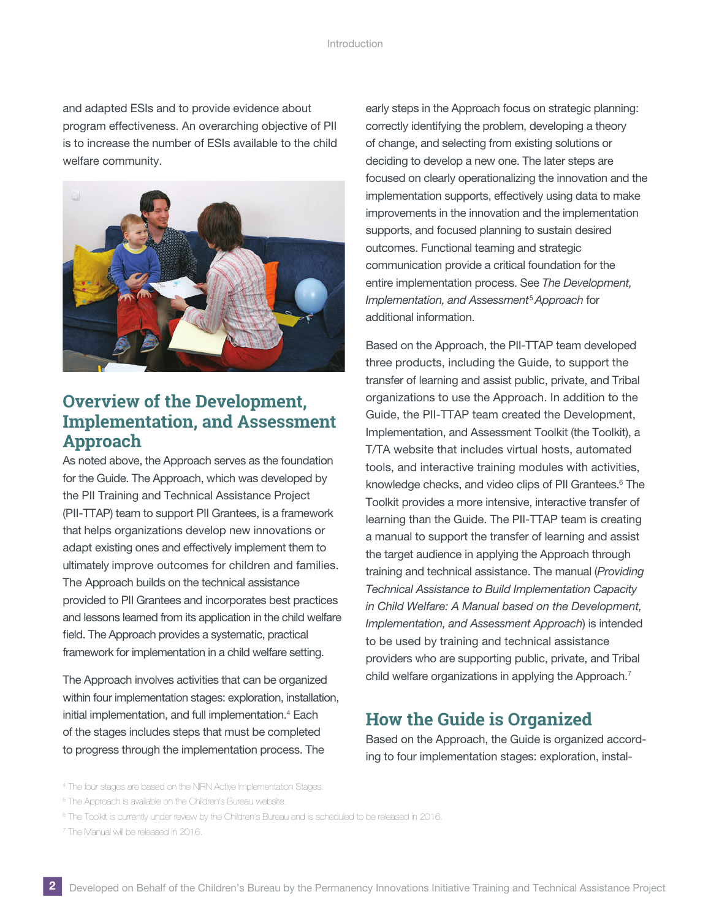and adapted ESIs and to provide evidence about program effectiveness. An overarching objective of PII is to increase the number of ESIs available to the child welfare community.

## Overview of the Development, Implementation, and Assessment Approach

As noted above, the Approach serves as the foundation for the Guide. The Approach, which was developed by the PII Training and Technical Assistance Project (PII-TTAP) team to support PII Grantees, is a framework that helps organizations develop new innovations or adapt existing ones and effectively implement them to ultimately improve outcomes for children and families. The Approach builds on the technical assistance provided to PII Grantees and incorporates best practices and lessons learned from its application in the child welfare field. The Approach provides a systematic, practical framework for implementation in a child welfare setting.

The Approach involves activities that can be organized within four implementation stages: exploration, installation, initial implementation, and full implementation.[4] Each of the stages includes steps that must be completed to progress through the implementation process. The early steps in the Approach focus on strategic planning: correctly identifying the problem, developing a theory of change, and selecting from existing solutions or deciding to develop a new one. The later steps are focused on clearly operationalizing the innovation and the implementation supports, effectively using data to make improvements in the innovation and the implementation supports, and focused planning to sustain desired outcomes. Functional teaming and strategic communication provide a critical foundation for the entire implementation process. See *The Development, Implementation, and Assessment*[5] *Approach* for additional information.

Based on the Approach, the PII-TTAP team developed three products, including the Guide, to support the transfer of learning and assist public, private, and Tribal organizations to use the Approach. In addition to the Guide, the PII-TTAP team created the Development, Implementation, and Assessment Toolkit (the Toolkit), a T/TA website that includes virtual hosts, automated tools, and interactive training modules with activities, knowledge checks, and video clips of PII Grantees.[6] The Toolkit provides a more intensive, interactive transfer of learning than the Guide. The PII-TTAP team is creating a manual to support the transfer of learning and assist the target audience in applying the Approach through training and technical assistance. The manual (*Providing Technical Assistance to Build Implementation Capacity in Child Welfare: A Manual based on the Development, Implementation, and Assessment Approach*) is intended to be used by training and technical assistance providers who are supporting public, private, and Tribal child welfare organizations in applying the Approach.[7]

## How the Guide is Organized

Based on the Approach, the Guide is organized according to four implementation stages: exploration, instal-

[4] The four stages are based on the NIRN Active Implementation Stages.

[5] The Approach is available on the Children's Bureau website.

[6] The Toolkit is currently under review by the Children's Bureau and is scheduled to be released in 2016.

[7] The Manual will be released in 2016.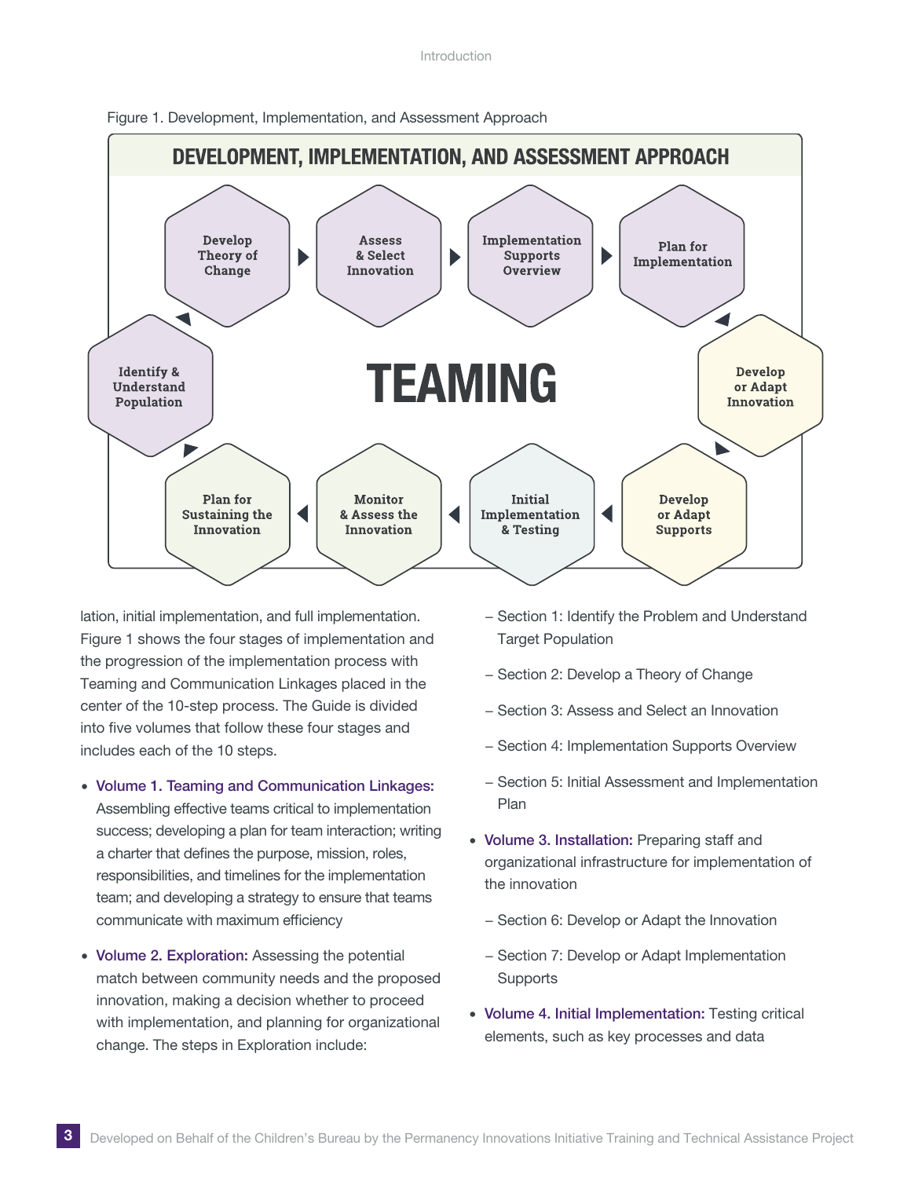Figure 1. Development, Implementation, and Assessment Approach

**DEVELOPMENT, IMPLEMENTATION, AND ASSESSMENT APPROACH**

**TEAMING**

- Identify & Understand Population
- Develop Theory of Change
- Assess & Select Innovation
- Implementation Supports Overview
- Plan for Implementation
- Develop or Adapt Innovation
- Develop or Adapt Supports
- Initial Implementation & Testing
- Monitor & Assess the Innovation
- Plan for Sustaining the Innovation

lation, initial implementation, and full implementation. Figure 1 shows the four stages of implementation and the progression of the implementation process with Teaming and Communication Linkages placed in the center of the 10-step process. The Guide is divided into five volumes that follow these four stages and includes each of the 10 steps.

- **Volume 1. Teaming and Communication Linkages:** Assembling effective teams critical to implementation success; developing a plan for team interaction; writing a charter that defines the purpose, mission, roles, responsibilities, and timelines for the implementation team; and developing a strategy to ensure that teams communicate with maximum efficiency
- **Volume 2. Exploration:** Assessing the potential match between community needs and the proposed innovation, making a decision whether to proceed with implementation, and planning for organizational change. The steps in Exploration include:
  - Section 1: Identify the Problem and Understand Target Population
  - Section 2: Develop a Theory of Change
  - Section 3: Assess and Select an Innovation
  - Section 4: Implementation Supports Overview
  - Section 5: Initial Assessment and Implementation Plan
- **Volume 3. Installation:** Preparing staff and organizational infrastructure for implementation of the innovation
  - Section 6: Develop or Adapt the Innovation
  - Section 7: Develop or Adapt Implementation Supports
- **Volume 4. Initial Implementation:** Testing critical elements, such as key processes and data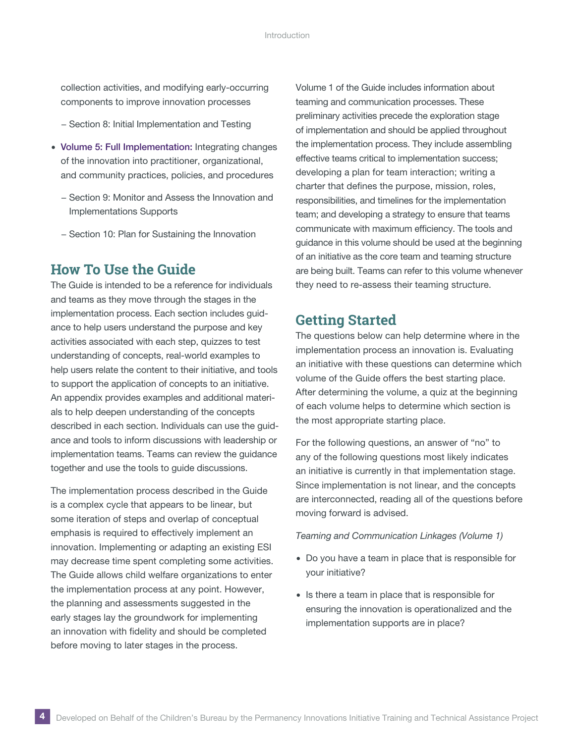collection activities, and modifying early-occurring components to improve innovation processes

  - Section 8: Initial Implementation and Testing

- **Volume 5: Full Implementation:** Integrating changes of the innovation into practitioner, organizational, and community practices, policies, and procedures
  - Section 9: Monitor and Assess the Innovation and Implementations Supports
  - Section 10: Plan for Sustaining the Innovation

## How To Use the Guide

The Guide is intended to be a reference for individuals and teams as they move through the stages in the implementation process. Each section includes guidance to help users understand the purpose and key activities associated with each step, quizzes to test understanding of concepts, real-world examples to help users relate the content to their initiative, and tools to support the application of concepts to an initiative. An appendix provides examples and additional materials to help deepen understanding of the concepts described in each section. Individuals can use the guidance and tools to inform discussions with leadership or implementation teams. Teams can review the guidance together and use the tools to guide discussions.

The implementation process described in the Guide is a complex cycle that appears to be linear, but some iteration of steps and overlap of conceptual emphasis is required to effectively implement an innovation. Implementing or adapting an existing ESI may decrease time spent completing some activities. The Guide allows child welfare organizations to enter the implementation process at any point. However, the planning and assessments suggested in the early stages lay the groundwork for implementing an innovation with fidelity and should be completed before moving to later stages in the process.

Volume 1 of the Guide includes information about teaming and communication processes. These preliminary activities precede the exploration stage of implementation and should be applied throughout the implementation process. They include assembling effective teams critical to implementation success; developing a plan for team interaction; writing a charter that defines the purpose, mission, roles, responsibilities, and timelines for the implementation team; and developing a strategy to ensure that teams communicate with maximum efficiency. The tools and guidance in this volume should be used at the beginning of an initiative as the core team and teaming structure are being built. Teams can refer to this volume whenever they need to re-assess their teaming structure.

## Getting Started

The questions below can help determine where in the implementation process an innovation is. Evaluating an initiative with these questions can determine which volume of the Guide offers the best starting place. After determining the volume, a quiz at the beginning of each volume helps to determine which section is the most appropriate starting place.

For the following questions, an answer of "no" to any of the following questions most likely indicates an initiative is currently in that implementation stage. Since implementation is not linear, and the concepts are interconnected, reading all of the questions before moving forward is advised.

*Teaming and Communication Linkages (Volume 1)*

- Do you have a team in place that is responsible for your initiative?
- Is there a team in place that is responsible for ensuring the innovation is operationalized and the implementation supports are in place?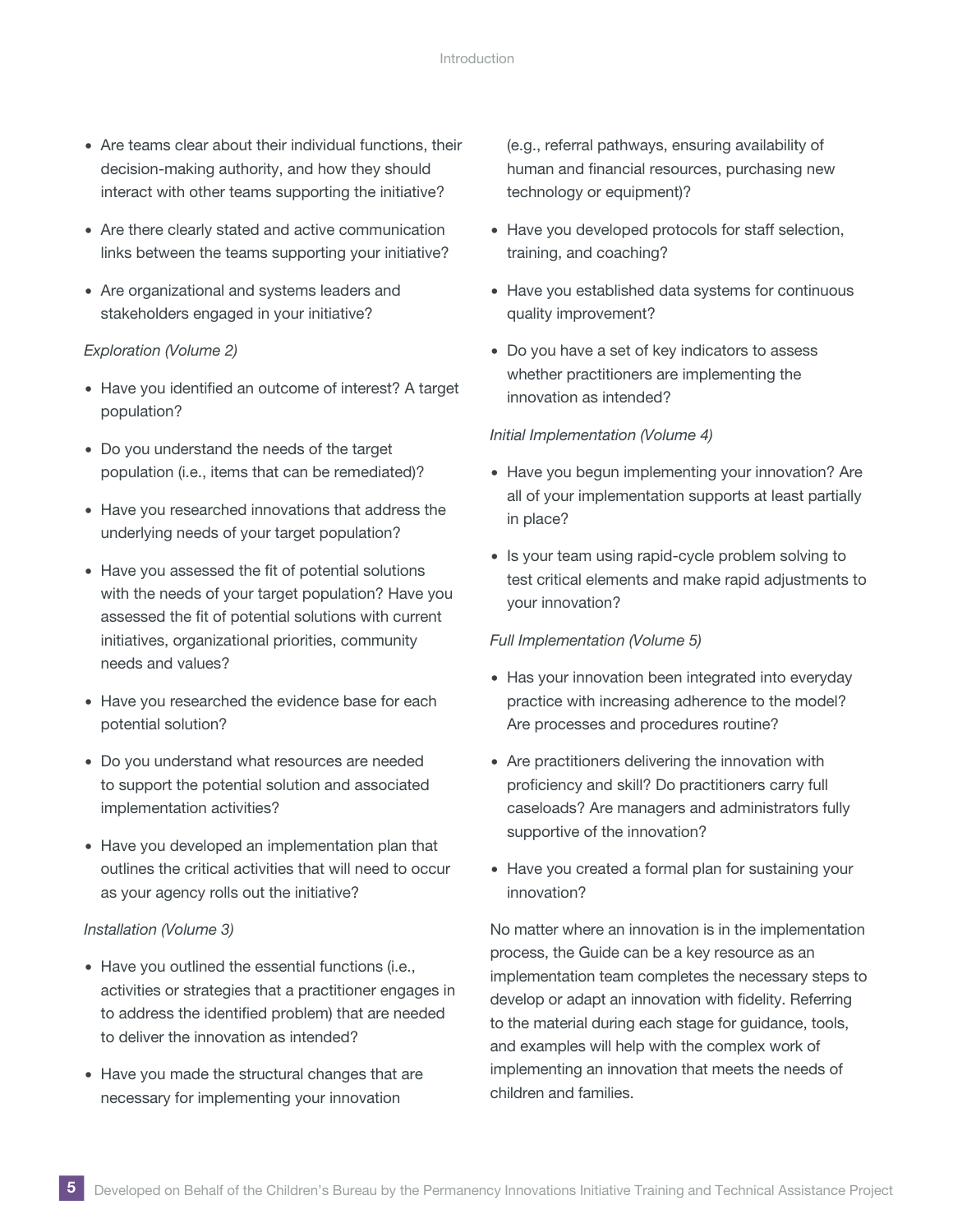- Are teams clear about their individual functions, their decision-making authority, and how they should interact with other teams supporting the initiative?
- Are there clearly stated and active communication links between the teams supporting your initiative?
- Are organizational and systems leaders and stakeholders engaged in your initiative?

*Exploration (Volume 2)*

- Have you identified an outcome of interest? A target population?
- Do you understand the needs of the target population (i.e., items that can be remediated)?
- Have you researched innovations that address the underlying needs of your target population?
- Have you assessed the fit of potential solutions with the needs of your target population? Have you assessed the fit of potential solutions with current initiatives, organizational priorities, community needs and values?
- Have you researched the evidence base for each potential solution?
- Do you understand what resources are needed to support the potential solution and associated implementation activities?
- Have you developed an implementation plan that outlines the critical activities that will need to occur as your agency rolls out the initiative?

*Installation (Volume 3)*

- Have you outlined the essential functions (i.e., activities or strategies that a practitioner engages in to address the identified problem) that are needed to deliver the innovation as intended?
- Have you made the structural changes that are necessary for implementing your innovation (e.g., referral pathways, ensuring availability of human and financial resources, purchasing new technology or equipment)?
- Have you developed protocols for staff selection, training, and coaching?
- Have you established data systems for continuous quality improvement?
- Do you have a set of key indicators to assess whether practitioners are implementing the innovation as intended?

*Initial Implementation (Volume 4)*

- Have you begun implementing your innovation? Are all of your implementation supports at least partially in place?
- Is your team using rapid-cycle problem solving to test critical elements and make rapid adjustments to your innovation?

*Full Implementation (Volume 5)*

- Has your innovation been integrated into everyday practice with increasing adherence to the model? Are processes and procedures routine?
- Are practitioners delivering the innovation with proficiency and skill? Do practitioners carry full caseloads? Are managers and administrators fully supportive of the innovation?
- Have you created a formal plan for sustaining your innovation?

No matter where an innovation is in the implementation process, the Guide can be a key resource as an implementation team completes the necessary steps to develop or adapt an innovation with fidelity. Referring to the material during each stage for guidance, tools, and examples will help with the complex work of implementing an innovation that meets the needs of children and families.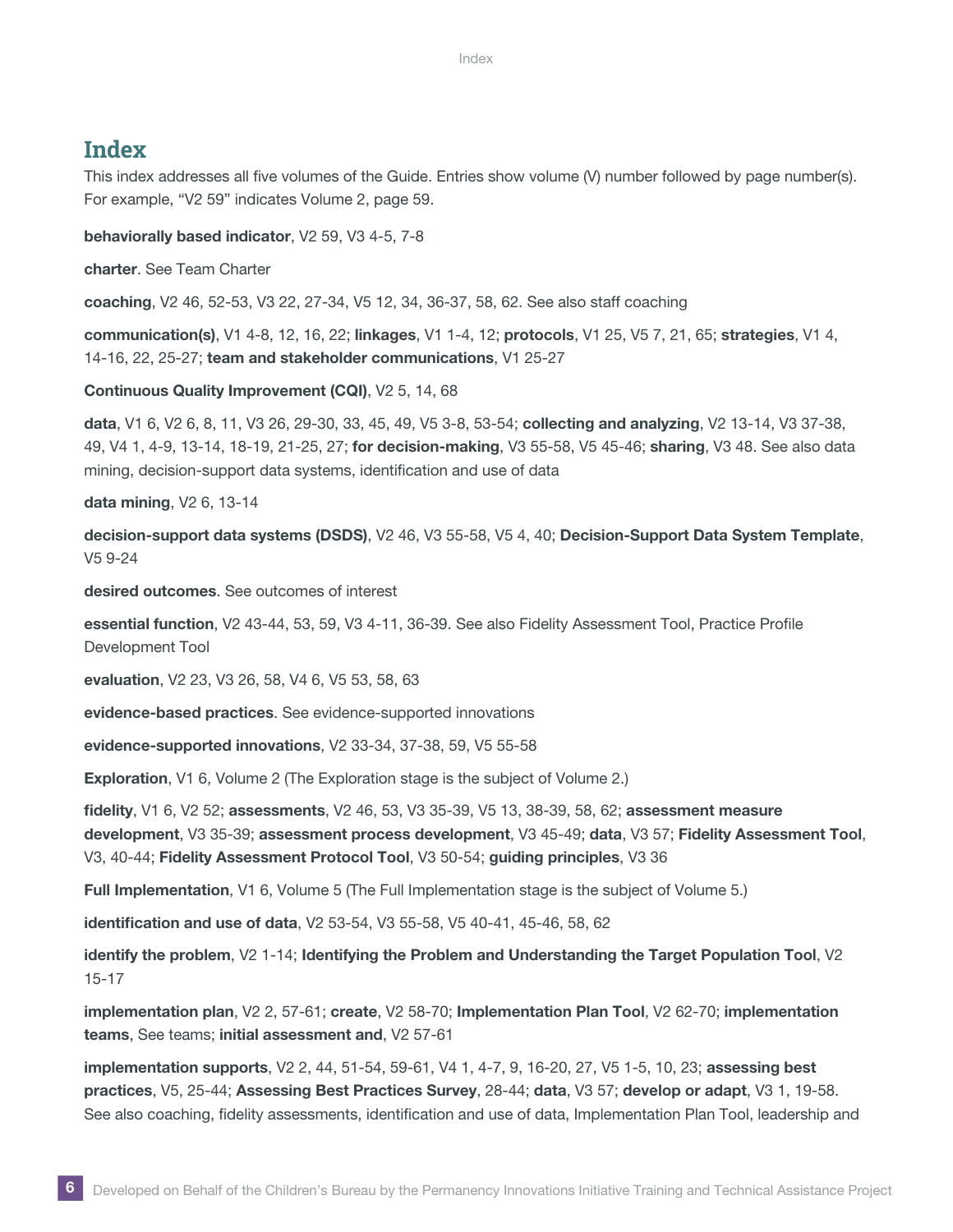# Index

This index addresses all five volumes of the Guide. Entries show volume (V) number followed by page number(s). For example, "V2 59" indicates Volume 2, page 59.

**behaviorally based indicator**, V2 59, V3 4-5, 7-8

**charter**. See Team Charter

**coaching**, V2 46, 52-53, V3 22, 27-34, V5 12, 34, 36-37, 58, 62. See also staff coaching

**communication(s)**, V1 4-8, 12, 16, 22; **linkages**, V1 1-4, 12; **protocols**, V1 25, V5 7, 21, 65; **strategies**, V1 4, 14-16, 22, 25-27; **team and stakeholder communications**, V1 25-27

**Continuous Quality Improvement (CQI)**, V2 5, 14, 68

**data**, V1 6, V2 6, 8, 11, V3 26, 29-30, 33, 45, 49, V5 3-8, 53-54; **collecting and analyzing**, V2 13-14, V3 37-38, 49, V4 1, 4-9, 13-14, 18-19, 21-25, 27; **for decision-making**, V3 55-58, V5 45-46; **sharing**, V3 48. See also data mining, decision-support data systems, identification and use of data

**data mining**, V2 6, 13-14

**decision-support data systems (DSDS)**, V2 46, V3 55-58, V5 4, 40; **Decision-Support Data System Template**, V5 9-24

**desired outcomes**. See outcomes of interest

**essential function**, V2 43-44, 53, 59, V3 4-11, 36-39. See also Fidelity Assessment Tool, Practice Profile Development Tool

**evaluation**, V2 23, V3 26, 58, V4 6, V5 53, 58, 63

**evidence-based practices**. See evidence-supported innovations

**evidence-supported innovations**, V2 33-34, 37-38, 59, V5 55-58

**Exploration**, V1 6, Volume 2 (The Exploration stage is the subject of Volume 2.)

**fidelity**, V1 6, V2 52; **assessments**, V2 46, 53, V3 35-39, V5 13, 38-39, 58, 62; **assessment measure development**, V3 35-39; **assessment process development**, V3 45-49; **data**, V3 57; **Fidelity Assessment Tool**, V3, 40-44; **Fidelity Assessment Protocol Tool**, V3 50-54; **guiding principles**, V3 36

**Full Implementation**, V1 6, Volume 5 (The Full Implementation stage is the subject of Volume 5.)

**identification and use of data**, V2 53-54, V3 55-58, V5 40-41, 45-46, 58, 62

**identify the problem**, V2 1-14; **Identifying the Problem and Understanding the Target Population Tool**, V2 15-17

**implementation plan**, V2 2, 57-61; **create**, V2 58-70; **Implementation Plan Tool**, V2 62-70; **implementation teams**, See teams; **initial assessment and**, V2 57-61

**implementation supports**, V2 2, 44, 51-54, 59-61, V4 1, 4-7, 9, 16-20, 27, V5 1-5, 10, 23; **assessing best practices**, V5, 25-44; **Assessing Best Practices Survey**, 28-44; **data**, V3 57; **develop or adapt**, V3 1, 19-58. See also coaching, fidelity assessments, identification and use of data, Implementation Plan Tool, leadership and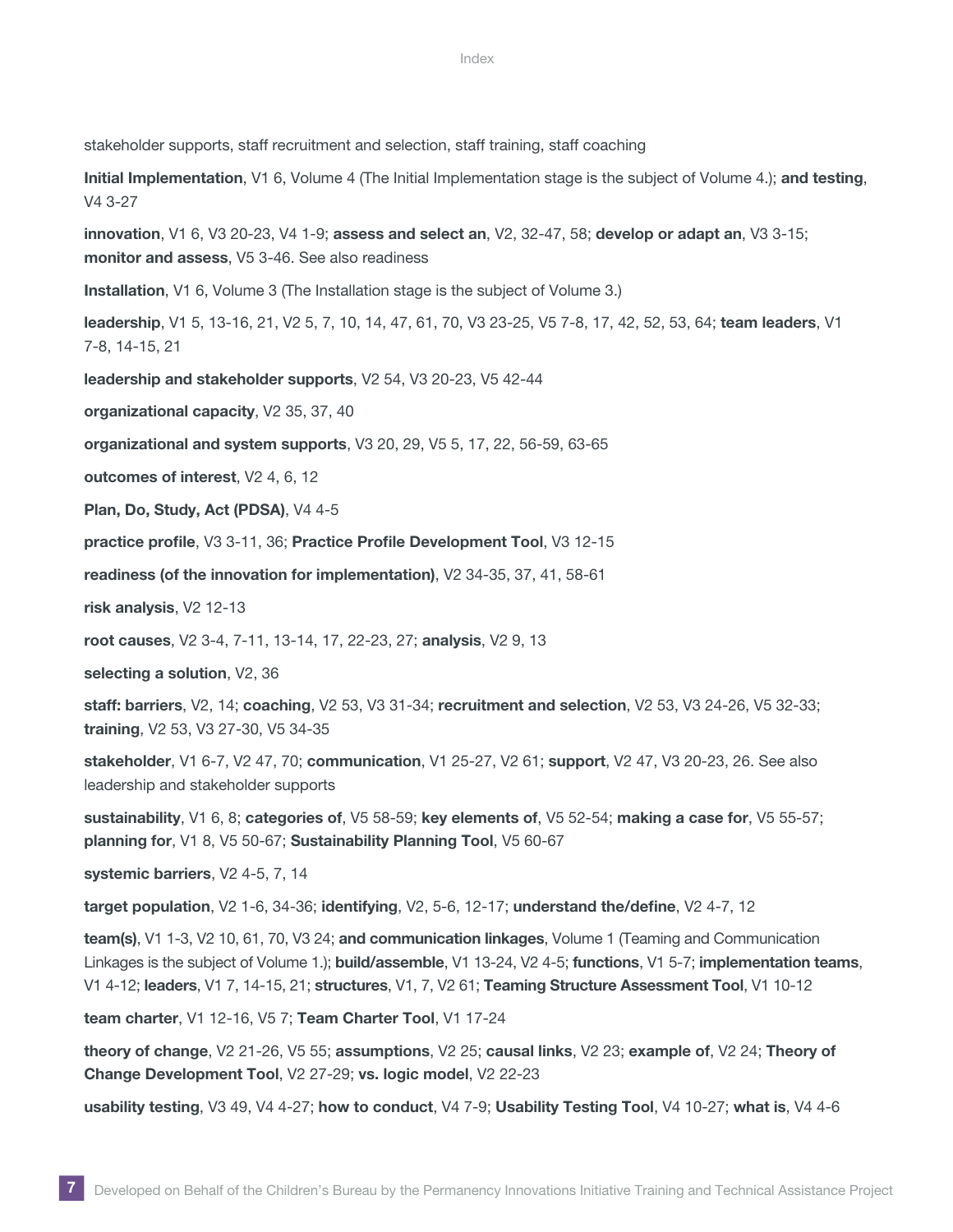stakeholder supports, staff recruitment and selection, staff training, staff coaching

**Initial Implementation**, V1 6, Volume 4 (The Initial Implementation stage is the subject of Volume 4.); **and testing**, V4 3-27

**innovation**, V1 6, V3 20-23, V4 1-9; **assess and select an**, V2, 32-47, 58; **develop or adapt an**, V3 3-15; **monitor and assess**, V5 3-46. See also readiness

**Installation**, V1 6, Volume 3 (The Installation stage is the subject of Volume 3.)

**leadership**, V1 5, 13-16, 21, V2 5, 7, 10, 14, 47, 61, 70, V3 23-25, V5 7-8, 17, 42, 52, 53, 64; **team leaders**, V1 7-8, 14-15, 21

**leadership and stakeholder supports**, V2 54, V3 20-23, V5 42-44

**organizational capacity**, V2 35, 37, 40

**organizational and system supports**, V3 20, 29, V5 5, 17, 22, 56-59, 63-65

**outcomes of interest**, V2 4, 6, 12

**Plan, Do, Study, Act (PDSA)**, V4 4-5

**practice profile**, V3 3-11, 36; **Practice Profile Development Tool**, V3 12-15

**readiness (of the innovation for implementation)**, V2 34-35, 37, 41, 58-61

**risk analysis**, V2 12-13

**root causes**, V2 3-4, 7-11, 13-14, 17, 22-23, 27; **analysis**, V2 9, 13

**selecting a solution**, V2, 36

**staff: barriers**, V2, 14; **coaching**, V2 53, V3 31-34; **recruitment and selection**, V2 53, V3 24-26, V5 32-33; **training**, V2 53, V3 27-30, V5 34-35

**stakeholder**, V1 6-7, V2 47, 70; **communication**, V1 25-27, V2 61; **support**, V2 47, V3 20-23, 26. See also leadership and stakeholder supports

**sustainability**, V1 6, 8; **categories of**, V5 58-59; **key elements of**, V5 52-54; **making a case for**, V5 55-57; **planning for**, V1 8, V5 50-67; **Sustainability Planning Tool**, V5 60-67

**systemic barriers**, V2 4-5, 7, 14

**target population**, V2 1-6, 34-36; **identifying**, V2, 5-6, 12-17; **understand the/define**, V2 4-7, 12

**team(s)**, V1 1-3, V2 10, 61, 70, V3 24; **and communication linkages**, Volume 1 (Teaming and Communication Linkages is the subject of Volume 1.); **build/assemble**, V1 13-24, V2 4-5; **functions**, V1 5-7; **implementation teams**, V1 4-12; **leaders**, V1 7, 14-15, 21; **structures**, V1, 7, V2 61; **Teaming Structure Assessment Tool**, V1 10-12

**team charter**, V1 12-16, V5 7; **Team Charter Tool**, V1 17-24

**theory of change**, V2 21-26, V5 55; **assumptions**, V2 25; **causal links**, V2 23; **example of**, V2 24; **Theory of Change Development Tool**, V2 27-29; **vs. logic model**, V2 22-23

**usability testing**, V3 49, V4 4-27; **how to conduct**, V4 7-9; **Usability Testing Tool**, V4 10-27; **what is**, V4 4-6